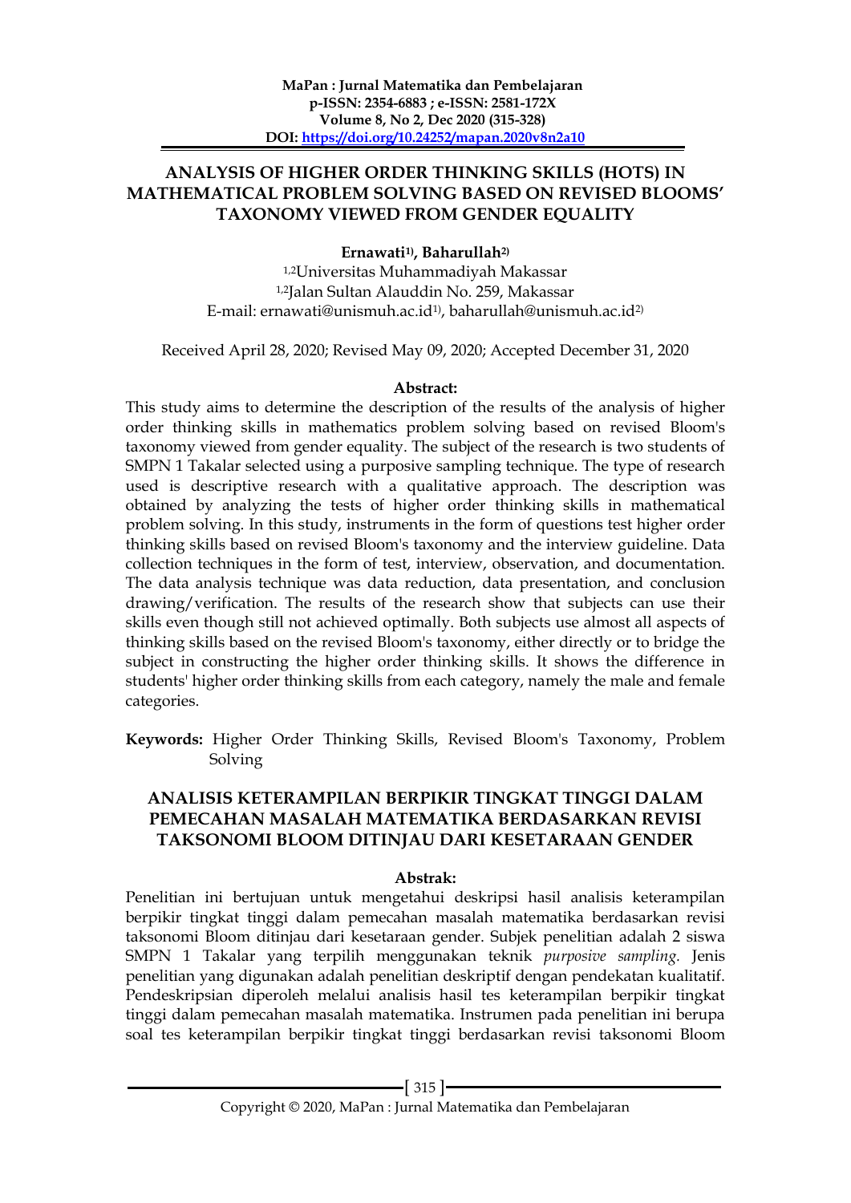# ANALYSIS OF HIGHER ORDER THINKING SKILLS (HOTS) IN MATHEMATICAL PROBLEM SOLVING BASED ON REVISED BLOOMS' TAXONOMY VIEWED FROM GENDER EQUALITY

**Ernawati[1)], Baharullah[2)]**

[1,2]Universitas Muhammadiyah Makassar
[1,2]Jalan Sultan Alauddin No. 259, Makassar
E-mail: ernawati@unismuh.ac.id[1)], baharullah@unismuh.ac.id[2)]

Received April 28, 2020; Revised May 09, 2020; Accepted December 31, 2020

**Abstract:**

This study aims to determine the description of the results of the analysis of higher order thinking skills in mathematics problem solving based on revised Bloom's taxonomy viewed from gender equality. The subject of the research is two students of SMPN 1 Takalar selected using a purposive sampling technique. The type of research used is descriptive research with a qualitative approach. The description was obtained by analyzing the tests of higher order thinking skills in mathematical problem solving. In this study, instruments in the form of questions test higher order thinking skills based on revised Bloom's taxonomy and the interview guideline. Data collection techniques in the form of test, interview, observation, and documentation. The data analysis technique was data reduction, data presentation, and conclusion drawing/verification. The results of the research show that subjects can use their skills even though still not achieved optimally. Both subjects use almost all aspects of thinking skills based on the revised Bloom's taxonomy, either directly or to bridge the subject in constructing the higher order thinking skills. It shows the difference in students' higher order thinking skills from each category, namely the male and female categories.

**Keywords:** Higher Order Thinking Skills, Revised Bloom's Taxonomy, Problem Solving

# ANALISIS KETERAMPILAN BERPIKIR TINGKAT TINGGI DALAM PEMECAHAN MASALAH MATEMATIKA BERDASARKAN REVISI TAKSONOMI BLOOM DITINJAU DARI KESETARAAN GENDER

**Abstrak:**

Penelitian ini bertujuan untuk mengetahui deskripsi hasil analisis keterampilan berpikir tingkat tinggi dalam pemecahan masalah matematika berdasarkan revisi taksonomi Bloom ditinjau dari kesetaraan gender. Subjek penelitian adalah 2 siswa SMPN 1 Takalar yang terpilih menggunakan teknik *purposive sampling*. Jenis penelitian yang digunakan adalah penelitian deskriptif dengan pendekatan kualitatif. Pendeskripsian diperoleh melalui analisis hasil tes keterampilan berpikir tingkat tinggi dalam pemecahan masalah matematika. Instrumen pada penelitian ini berupa soal tes keterampilan berpikir tingkat tinggi berdasarkan revisi taksonomi Bloom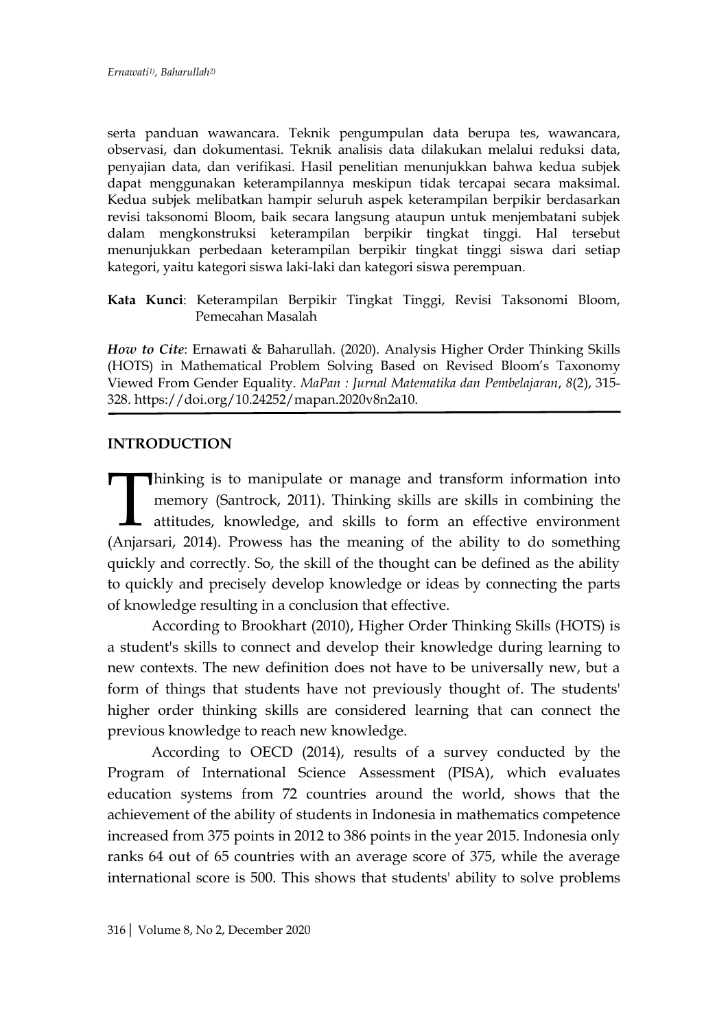serta panduan wawancara. Teknik pengumpulan data berupa tes, wawancara, observasi, dan dokumentasi. Teknik analisis data dilakukan melalui reduksi data, penyajian data, dan verifikasi. Hasil penelitian menunjukkan bahwa kedua subjek dapat menggunakan keterampilannya meskipun tidak tercapai secara maksimal. Kedua subjek melibatkan hampir seluruh aspek keterampilan berpikir berdasarkan revisi taksonomi Bloom, baik secara langsung ataupun untuk menjembatani subjek dalam mengkonstruksi keterampilan berpikir tingkat tinggi. Hal tersebut menunjukkan perbedaan keterampilan berpikir tingkat tinggi siswa dari setiap kategori, yaitu kategori siswa laki-laki dan kategori siswa perempuan.

**Kata Kunci**: Keterampilan Berpikir Tingkat Tinggi, Revisi Taksonomi Bloom, Pemecahan Masalah

***How to Cite***: Ernawati & Baharullah. (2020). Analysis Higher Order Thinking Skills (HOTS) in Mathematical Problem Solving Based on Revised Bloom's Taxonomy Viewed From Gender Equality. *MaPan : Jurnal Matematika dan Pembelajaran*, *8*(2), 315-328. https://doi.org/10.24252/mapan.2020v8n2a10.

## INTRODUCTION

Thinking is to manipulate or manage and transform information into memory (Santrock, 2011). Thinking skills are skills in combining the attitudes, knowledge, and skills to form an effective environment (Anjarsari, 2014). Prowess has the meaning of the ability to do something quickly and correctly. So, the skill of the thought can be defined as the ability to quickly and precisely develop knowledge or ideas by connecting the parts of knowledge resulting in a conclusion that effective.

According to Brookhart (2010), Higher Order Thinking Skills (HOTS) is a student's skills to connect and develop their knowledge during learning to new contexts. The new definition does not have to be universally new, but a form of things that students have not previously thought of. The students' higher order thinking skills are considered learning that can connect the previous knowledge to reach new knowledge.

According to OECD (2014), results of a survey conducted by the Program of International Science Assessment (PISA), which evaluates education systems from 72 countries around the world, shows that the achievement of the ability of students in Indonesia in mathematics competence increased from 375 points in 2012 to 386 points in the year 2015. Indonesia only ranks 64 out of 65 countries with an average score of 375, while the average international score is 500. This shows that students' ability to solve problems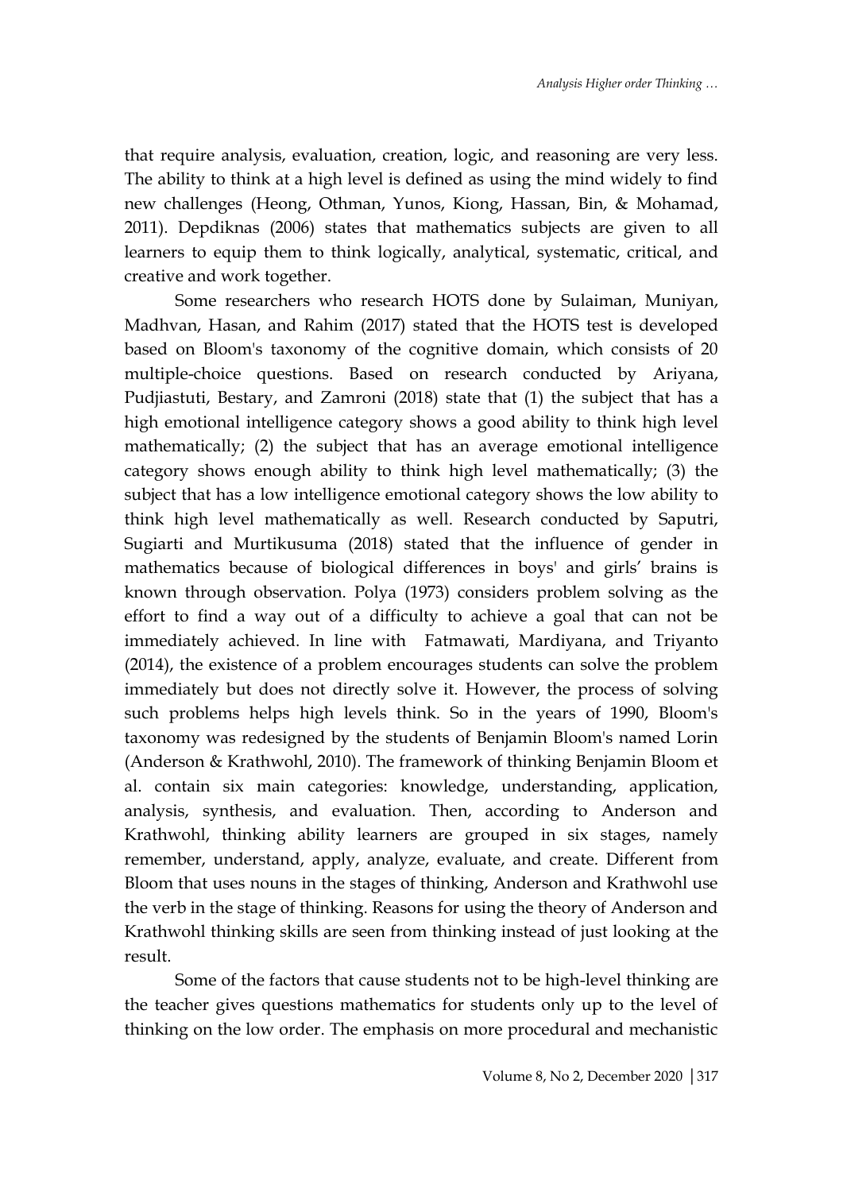that require analysis, evaluation, creation, logic, and reasoning are very less. The ability to think at a high level is defined as using the mind widely to find new challenges (Heong, Othman, Yunos, Kiong, Hassan, Bin, & Mohamad, 2011). Depdiknas (2006) states that mathematics subjects are given to all learners to equip them to think logically, analytical, systematic, critical, and creative and work together.

Some researchers who research HOTS done by Sulaiman, Muniyan, Madhvan, Hasan, and Rahim (2017) stated that the HOTS test is developed based on Bloom's taxonomy of the cognitive domain, which consists of 20 multiple-choice questions. Based on research conducted by Ariyana, Pudjiastuti, Bestary, and Zamroni (2018) state that (1) the subject that has a high emotional intelligence category shows a good ability to think high level mathematically; (2) the subject that has an average emotional intelligence category shows enough ability to think high level mathematically; (3) the subject that has a low intelligence emotional category shows the low ability to think high level mathematically as well. Research conducted by Saputri, Sugiarti and Murtikusuma (2018) stated that the influence of gender in mathematics because of biological differences in boys' and girls' brains is known through observation. Polya (1973) considers problem solving as the effort to find a way out of a difficulty to achieve a goal that can not be immediately achieved. In line with Fatmawati, Mardiyana, and Triyanto (2014), the existence of a problem encourages students can solve the problem immediately but does not directly solve it. However, the process of solving such problems helps high levels think. So in the years of 1990, Bloom's taxonomy was redesigned by the students of Benjamin Bloom's named Lorin (Anderson & Krathwohl, 2010). The framework of thinking Benjamin Bloom et al. contain six main categories: knowledge, understanding, application, analysis, synthesis, and evaluation. Then, according to Anderson and Krathwohl, thinking ability learners are grouped in six stages, namely remember, understand, apply, analyze, evaluate, and create. Different from Bloom that uses nouns in the stages of thinking, Anderson and Krathwohl use the verb in the stage of thinking. Reasons for using the theory of Anderson and Krathwohl thinking skills are seen from thinking instead of just looking at the result.

Some of the factors that cause students not to be high-level thinking are the teacher gives questions mathematics for students only up to the level of thinking on the low order. The emphasis on more procedural and mechanistic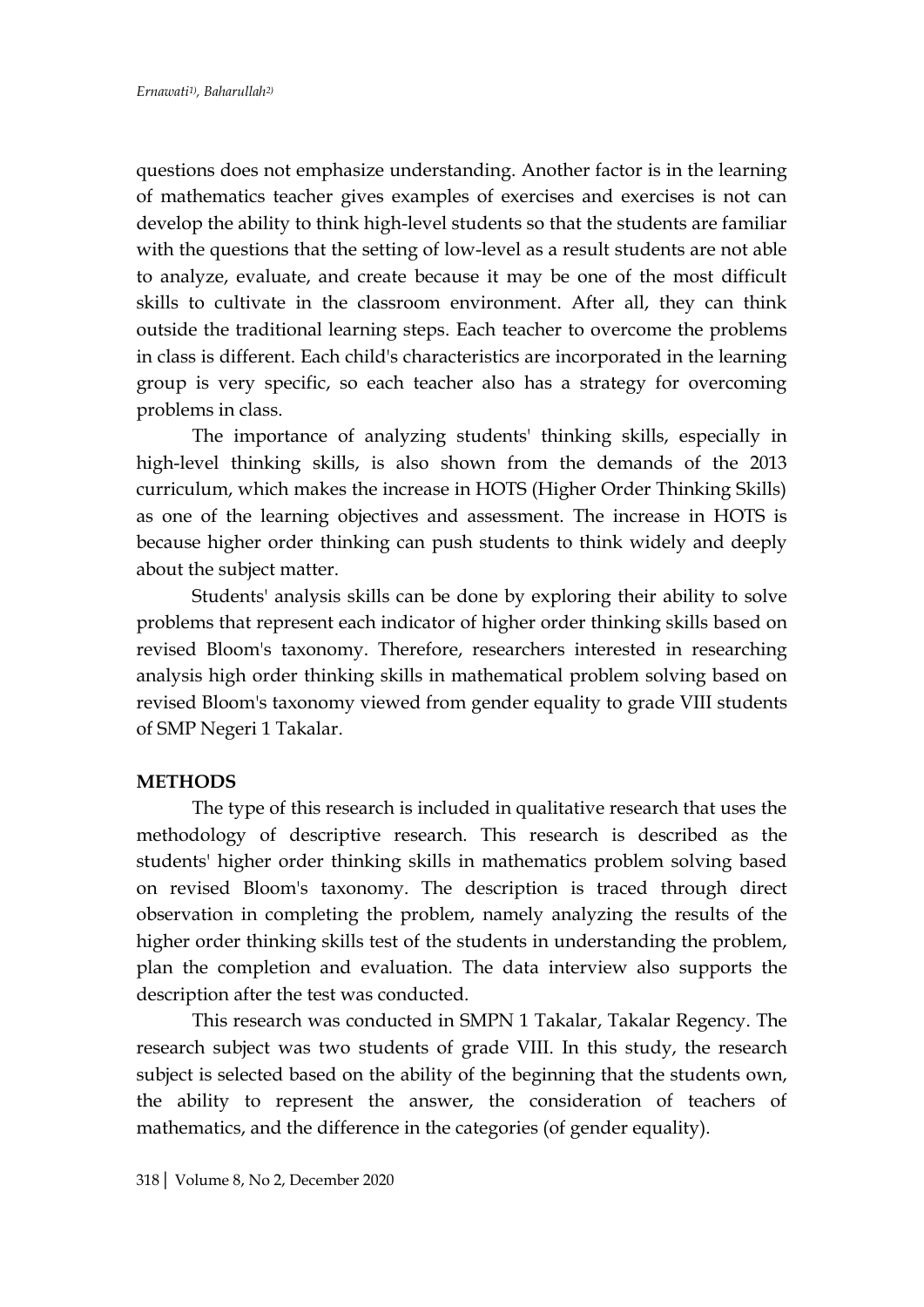questions does not emphasize understanding. Another factor is in the learning of mathematics teacher gives examples of exercises and exercises is not can develop the ability to think high-level students so that the students are familiar with the questions that the setting of low-level as a result students are not able to analyze, evaluate, and create because it may be one of the most difficult skills to cultivate in the classroom environment. After all, they can think outside the traditional learning steps. Each teacher to overcome the problems in class is different. Each child's characteristics are incorporated in the learning group is very specific, so each teacher also has a strategy for overcoming problems in class.

The importance of analyzing students' thinking skills, especially in high-level thinking skills, is also shown from the demands of the 2013 curriculum, which makes the increase in HOTS (Higher Order Thinking Skills) as one of the learning objectives and assessment. The increase in HOTS is because higher order thinking can push students to think widely and deeply about the subject matter.

Students' analysis skills can be done by exploring their ability to solve problems that represent each indicator of higher order thinking skills based on revised Bloom's taxonomy. Therefore, researchers interested in researching analysis high order thinking skills in mathematical problem solving based on revised Bloom's taxonomy viewed from gender equality to grade VIII students of SMP Negeri 1 Takalar.

## METHODS

The type of this research is included in qualitative research that uses the methodology of descriptive research. This research is described as the students' higher order thinking skills in mathematics problem solving based on revised Bloom's taxonomy. The description is traced through direct observation in completing the problem, namely analyzing the results of the higher order thinking skills test of the students in understanding the problem, plan the completion and evaluation. The data interview also supports the description after the test was conducted.

This research was conducted in SMPN 1 Takalar, Takalar Regency. The research subject was two students of grade VIII. In this study, the research subject is selected based on the ability of the beginning that the students own, the ability to represent the answer, the consideration of teachers of mathematics, and the difference in the categories (of gender equality).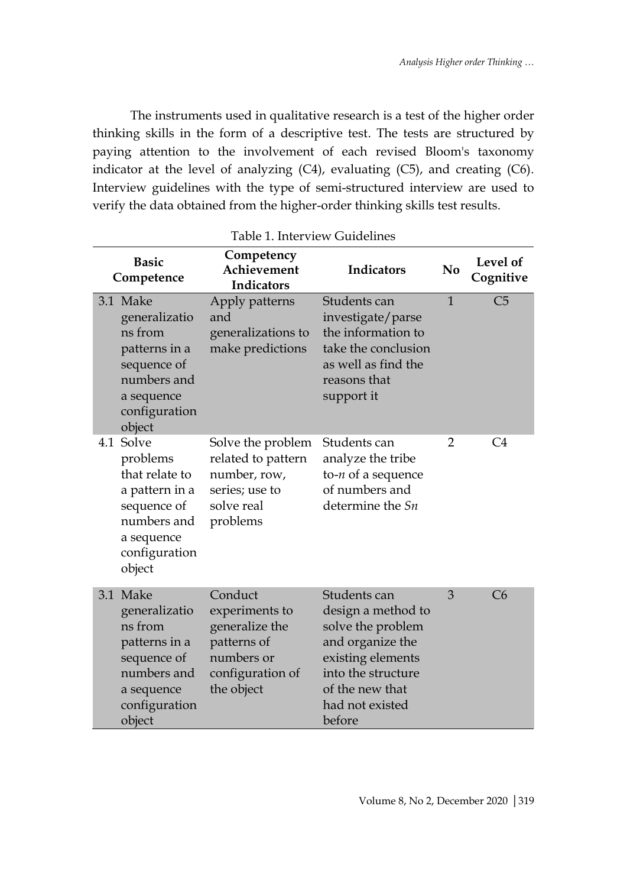The instruments used in qualitative research is a test of the higher order thinking skills in the form of a descriptive test. The tests are structured by paying attention to the involvement of each revised Bloom's taxonomy indicator at the level of analyzing (C4), evaluating (C5), and creating (C6). Interview guidelines with the type of semi-structured interview are used to verify the data obtained from the higher-order thinking skills test results.

Table 1. Interview Guidelines

| Basic Competence | Competency Achievement Indicators | Indicators | No | Level of Cognitive |
|---|---|---|---|---|
| 3.1 Make generalizations from patterns in a sequence of numbers and a sequence configuration object | Apply patterns and generalizations to make predictions | Students can investigate/parse the information to take the conclusion as well as find the reasons that support it | 1 | C5 |
| 4.1 Solve problems that relate to a pattern in a sequence of numbers and a sequence configuration object | Solve the problem related to pattern number, row, series; use to solve real problems | Students can analyze the tribe to-$n$ of a sequence of numbers and determine the $Sn$ | 2 | C4 |
| 3.1 Make generalizations from patterns in a sequence of numbers and a sequence configuration object | Conduct experiments to generalize the patterns of numbers or configuration of the object | Students can design a method to solve the problem and organize the existing elements into the structure of the new that had not existed before | 3 | C6 |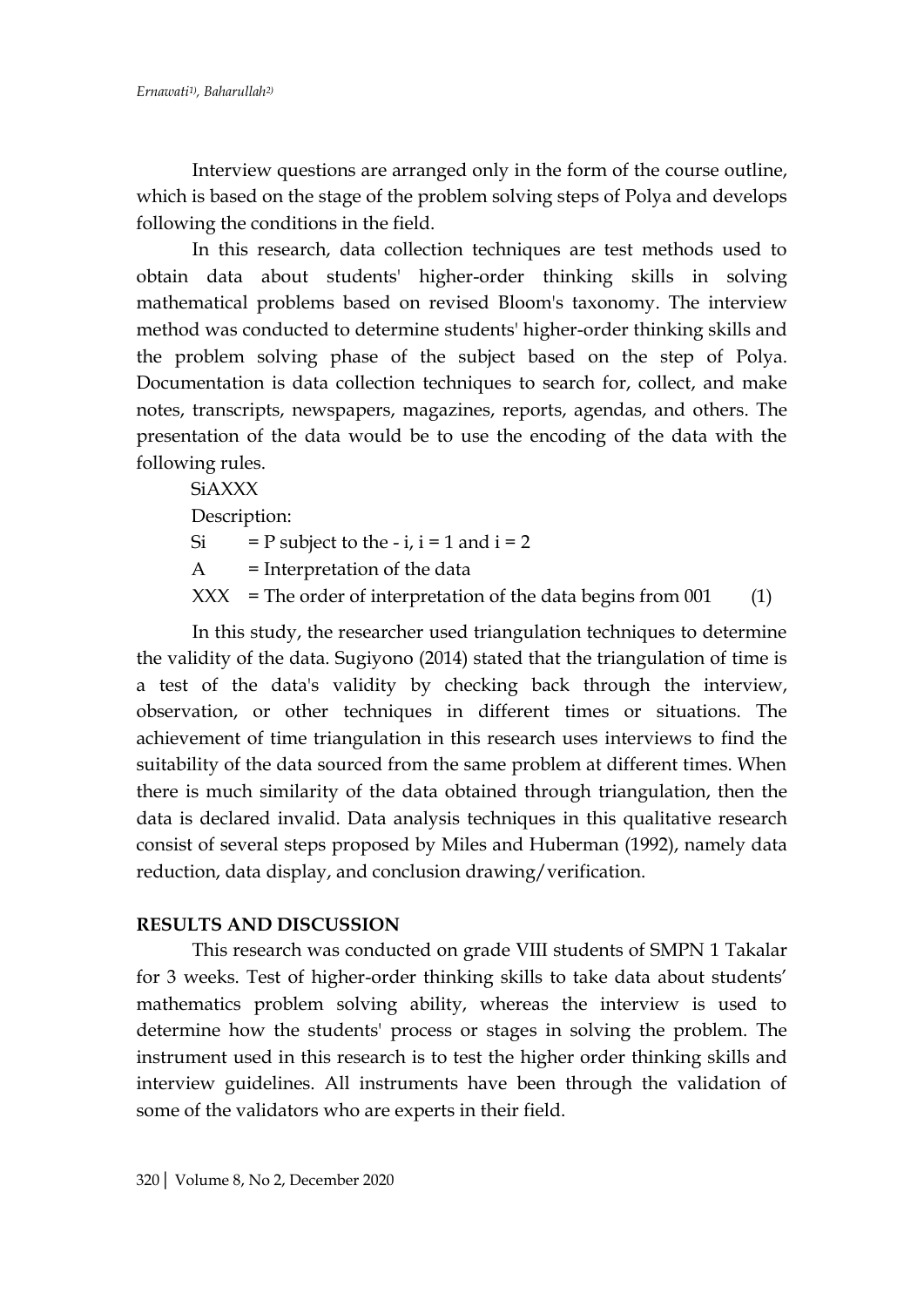Interview questions are arranged only in the form of the course outline, which is based on the stage of the problem solving steps of Polya and develops following the conditions in the field.

In this research, data collection techniques are test methods used to obtain data about students' higher-order thinking skills in solving mathematical problems based on revised Bloom's taxonomy. The interview method was conducted to determine students' higher-order thinking skills and the problem solving phase of the subject based on the step of Polya. Documentation is data collection techniques to search for, collect, and make notes, transcripts, newspapers, magazines, reports, agendas, and others. The presentation of the data would be to use the encoding of the data with the following rules.

SiAXXX

Description:

Si = P subject to the - i, i = 1 and i = 2

A = Interpretation of the data

XXX = The order of interpretation of the data begins from 001 (1)

In this study, the researcher used triangulation techniques to determine the validity of the data. Sugiyono (2014) stated that the triangulation of time is a test of the data's validity by checking back through the interview, observation, or other techniques in different times or situations. The achievement of time triangulation in this research uses interviews to find the suitability of the data sourced from the same problem at different times. When there is much similarity of the data obtained through triangulation, then the data is declared invalid. Data analysis techniques in this qualitative research consist of several steps proposed by Miles and Huberman (1992), namely data reduction, data display, and conclusion drawing/verification.

## RESULTS AND DISCUSSION

This research was conducted on grade VIII students of SMPN 1 Takalar for 3 weeks. Test of higher-order thinking skills to take data about students' mathematics problem solving ability, whereas the interview is used to determine how the students' process or stages in solving the problem. The instrument used in this research is to test the higher order thinking skills and interview guidelines. All instruments have been through the validation of some of the validators who are experts in their field.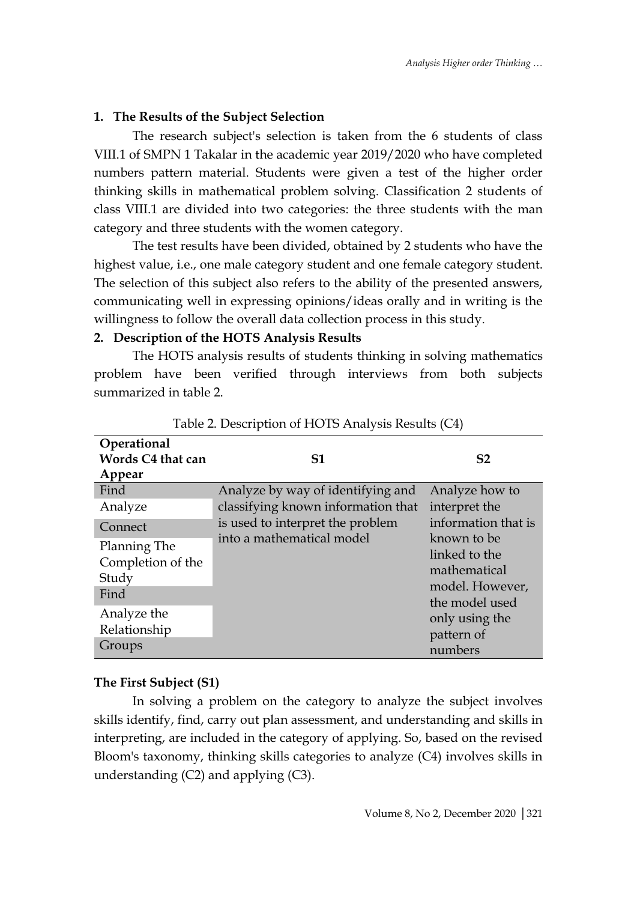**1. The Results of the Subject Selection**

The research subject's selection is taken from the 6 students of class VIII.1 of SMPN 1 Takalar in the academic year 2019/2020 who have completed numbers pattern material. Students were given a test of the higher order thinking skills in mathematical problem solving. Classification 2 students of class VIII.1 are divided into two categories: the three students with the man category and three students with the women category.

The test results have been divided, obtained by 2 students who have the highest value, i.e., one male category student and one female category student. The selection of this subject also refers to the ability of the presented answers, communicating well in expressing opinions/ideas orally and in writing is the willingness to follow the overall data collection process in this study.

**2. Description of the HOTS Analysis Results**

The HOTS analysis results of students thinking in solving mathematics problem have been verified through interviews from both subjects summarized in table 2.

Table 2. Description of HOTS Analysis Results (C4)

| Operational Words C4 that can Appear | S1 | S2 |
|---|---|---|
| Find<br>Analyze<br>Connect<br>Planning The Completion of the Study<br>Find<br>Analyze the Relationship<br>Groups | Analyze by way of identifying and classifying known information that is used to interpret the problem into a mathematical model | Analyze how to interpret the information that is known to be linked to the mathematical model. However, the model used only using the pattern of numbers |

**The First Subject (S1)**

In solving a problem on the category to analyze the subject involves skills identify, find, carry out plan assessment, and understanding and skills in interpreting, are included in the category of applying. So, based on the revised Bloom's taxonomy, thinking skills categories to analyze (C4) involves skills in understanding (C2) and applying (C3).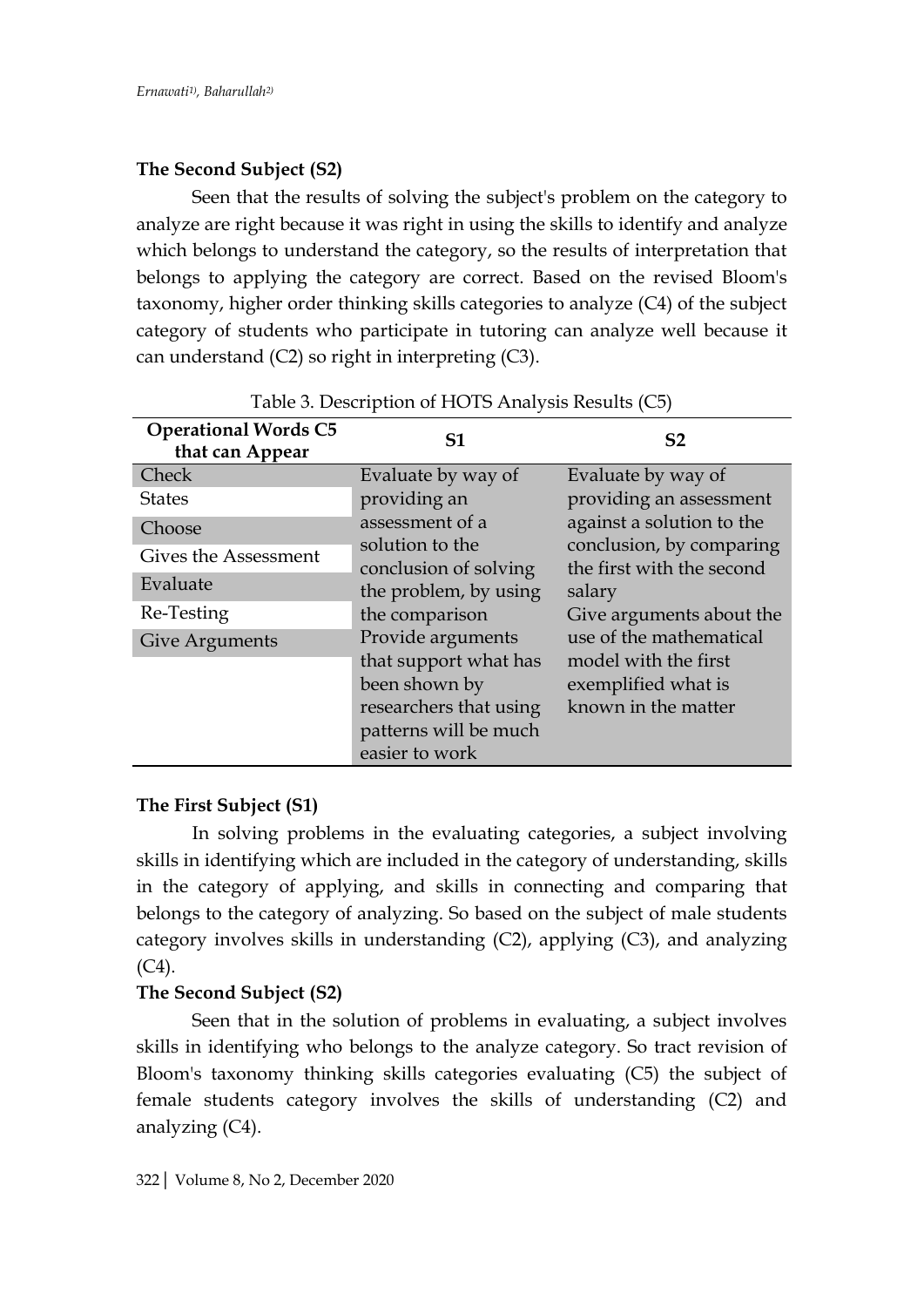**The Second Subject (S2)**

Seen that the results of solving the subject's problem on the category to analyze are right because it was right in using the skills to identify and analyze which belongs to understand the category, so the results of interpretation that belongs to applying the category are correct. Based on the revised Bloom's taxonomy, higher order thinking skills categories to analyze (C4) of the subject category of students who participate in tutoring can analyze well because it can understand (C2) so right in interpreting (C3).

Table 3. Description of HOTS Analysis Results (C5)

| Operational Words C5 that can Appear | S1 | S2 |
|---|---|---|
| Check<br>States<br>Choose<br>Gives the Assessment<br>Evaluate<br>Re-Testing<br>Give Arguments | Evaluate by way of providing an assessment of a solution to the conclusion of solving the problem, by using the comparison<br>Provide arguments that support what has been shown by researchers that using patterns will be much easier to work | Evaluate by way of providing an assessment against a solution to the conclusion, by comparing the first with the second salary<br>Give arguments about the use of the mathematical model with the first exemplified what is known in the matter |

**The First Subject (S1)**

In solving problems in the evaluating categories, a subject involving skills in identifying which are included in the category of understanding, skills in the category of applying, and skills in connecting and comparing that belongs to the category of analyzing. So based on the subject of male students category involves skills in understanding (C2), applying (C3), and analyzing (C4).

**The Second Subject (S2)**

Seen that in the solution of problems in evaluating, a subject involves skills in identifying who belongs to the analyze category. So tract revision of Bloom's taxonomy thinking skills categories evaluating (C5) the subject of female students category involves the skills of understanding (C2) and analyzing (C4).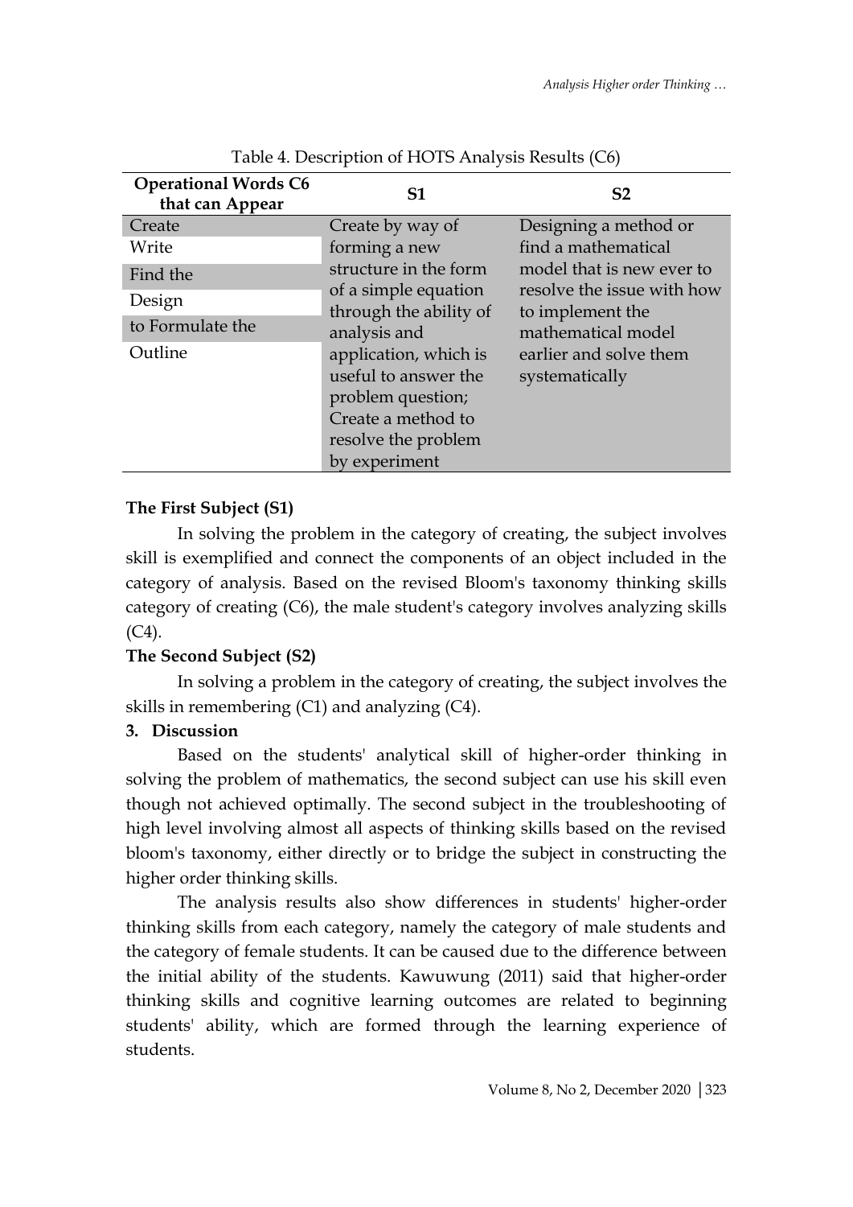Table 4. Description of HOTS Analysis Results (C6)

| Operational Words C6 that can Appear | S1 | S2 |
|---|---|---|
| Create<br>Write<br>Find the<br>Design<br>to Formulate the<br>Outline | Create by way of forming a new structure in the form of a simple equation through the ability of analysis and application, which is useful to answer the problem question; Create a method to resolve the problem by experiment | Designing a method or find a mathematical model that is new ever to resolve the issue with how to implement the mathematical model earlier and solve them systematically |

**The First Subject (S1)**

In solving the problem in the category of creating, the subject involves skill is exemplified and connect the components of an object included in the category of analysis. Based on the revised Bloom's taxonomy thinking skills category of creating (C6), the male student's category involves analyzing skills (C4).

**The Second Subject (S2)**

In solving a problem in the category of creating, the subject involves the skills in remembering (C1) and analyzing (C4).

**3. Discussion**

Based on the students' analytical skill of higher-order thinking in solving the problem of mathematics, the second subject can use his skill even though not achieved optimally. The second subject in the troubleshooting of high level involving almost all aspects of thinking skills based on the revised bloom's taxonomy, either directly or to bridge the subject in constructing the higher order thinking skills.

The analysis results also show differences in students' higher-order thinking skills from each category, namely the category of male students and the category of female students. It can be caused due to the difference between the initial ability of the students. Kawuwung (2011) said that higher-order thinking skills and cognitive learning outcomes are related to beginning students' ability, which are formed through the learning experience of students.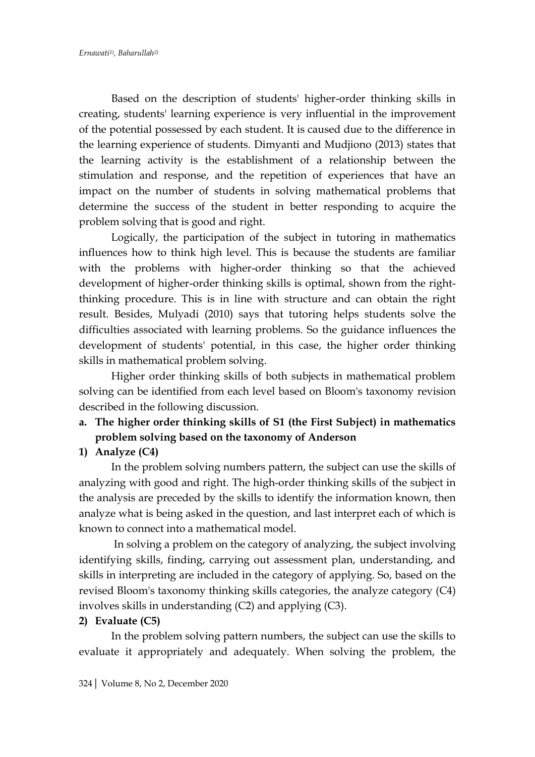Based on the description of students' higher-order thinking skills in creating, students' learning experience is very influential in the improvement of the potential possessed by each student. It is caused due to the difference in the learning experience of students. Dimyanti and Mudjiono (2013) states that the learning activity is the establishment of a relationship between the stimulation and response, and the repetition of experiences that have an impact on the number of students in solving mathematical problems that determine the success of the student in better responding to acquire the problem solving that is good and right.

Logically, the participation of the subject in tutoring in mathematics influences how to think high level. This is because the students are familiar with the problems with higher-order thinking so that the achieved development of higher-order thinking skills is optimal, shown from the right-thinking procedure. This is in line with structure and can obtain the right result. Besides, Mulyadi (2010) says that tutoring helps students solve the difficulties associated with learning problems. So the guidance influences the development of students' potential, in this case, the higher order thinking skills in mathematical problem solving.

Higher order thinking skills of both subjects in mathematical problem solving can be identified from each level based on Bloom's taxonomy revision described in the following discussion.

**a. The higher order thinking skills of S1 (the First Subject) in mathematics problem solving based on the taxonomy of Anderson**

**1) Analyze (C4)**

In the problem solving numbers pattern, the subject can use the skills of analyzing with good and right. The high-order thinking skills of the subject in the analysis are preceded by the skills to identify the information known, then analyze what is being asked in the question, and last interpret each of which is known to connect into a mathematical model.

In solving a problem on the category of analyzing, the subject involving identifying skills, finding, carrying out assessment plan, understanding, and skills in interpreting are included in the category of applying. So, based on the revised Bloom's taxonomy thinking skills categories, the analyze category (C4) involves skills in understanding (C2) and applying (C3).

**2) Evaluate (C5)**

In the problem solving pattern numbers, the subject can use the skills to evaluate it appropriately and adequately. When solving the problem, the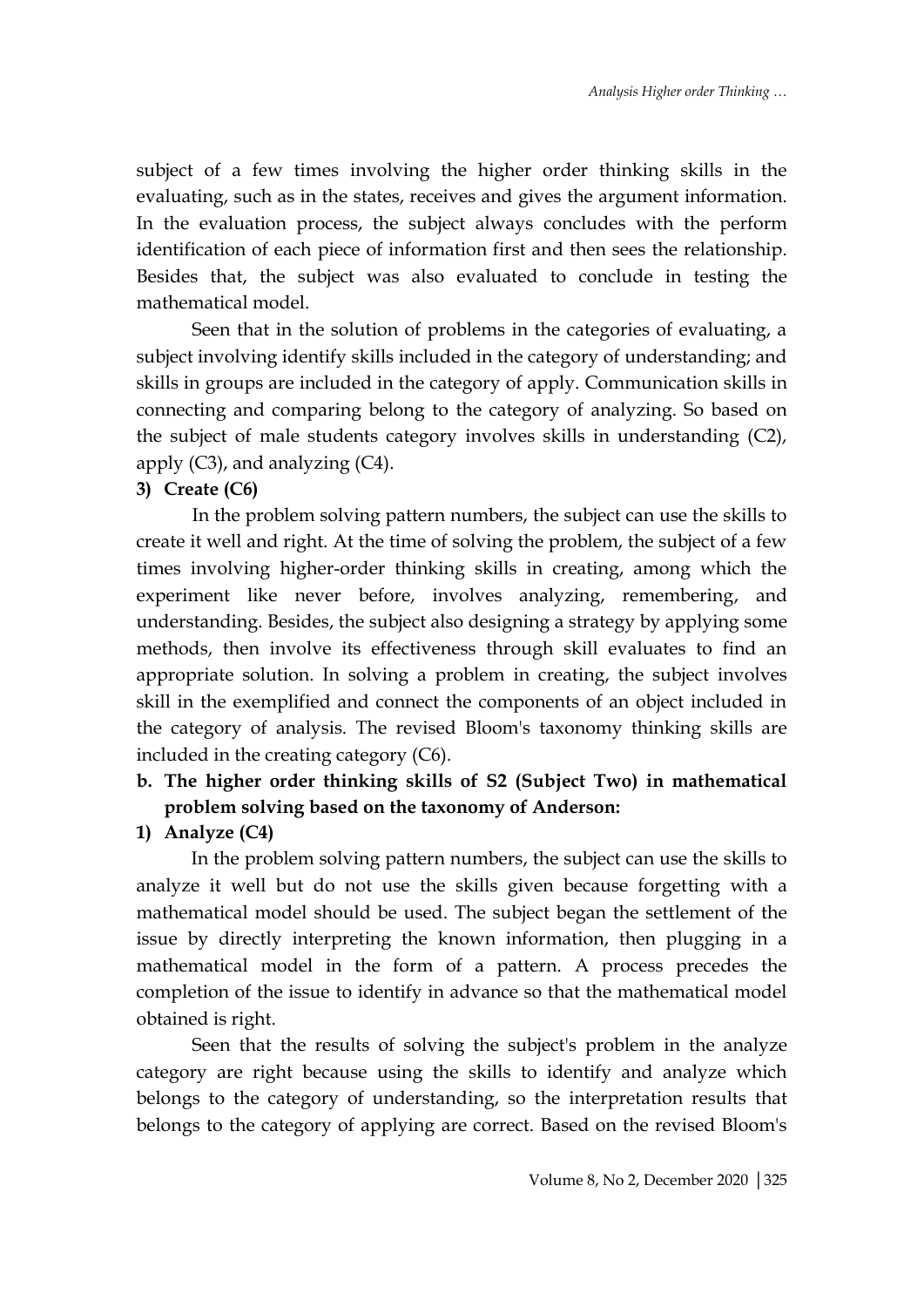subject of a few times involving the higher order thinking skills in the evaluating, such as in the states, receives and gives the argument information. In the evaluation process, the subject always concludes with the perform identification of each piece of information first and then sees the relationship. Besides that, the subject was also evaluated to conclude in testing the mathematical model.

Seen that in the solution of problems in the categories of evaluating, a subject involving identify skills included in the category of understanding; and skills in groups are included in the category of apply. Communication skills in connecting and comparing belong to the category of analyzing. So based on the subject of male students category involves skills in understanding (C2), apply (C3), and analyzing (C4).

**3) Create (C6)**

In the problem solving pattern numbers, the subject can use the skills to create it well and right. At the time of solving the problem, the subject of a few times involving higher-order thinking skills in creating, among which the experiment like never before, involves analyzing, remembering, and understanding. Besides, the subject also designing a strategy by applying some methods, then involve its effectiveness through skill evaluates to find an appropriate solution. In solving a problem in creating, the subject involves skill in the exemplified and connect the components of an object included in the category of analysis. The revised Bloom's taxonomy thinking skills are included in the creating category (C6).

**b. The higher order thinking skills of S2 (Subject Two) in mathematical problem solving based on the taxonomy of Anderson:**

**1) Analyze (C4)**

In the problem solving pattern numbers, the subject can use the skills to analyze it well but do not use the skills given because forgetting with a mathematical model should be used. The subject began the settlement of the issue by directly interpreting the known information, then plugging in a mathematical model in the form of a pattern. A process precedes the completion of the issue to identify in advance so that the mathematical model obtained is right.

Seen that the results of solving the subject's problem in the analyze category are right because using the skills to identify and analyze which belongs to the category of understanding, so the interpretation results that belongs to the category of applying are correct. Based on the revised Bloom's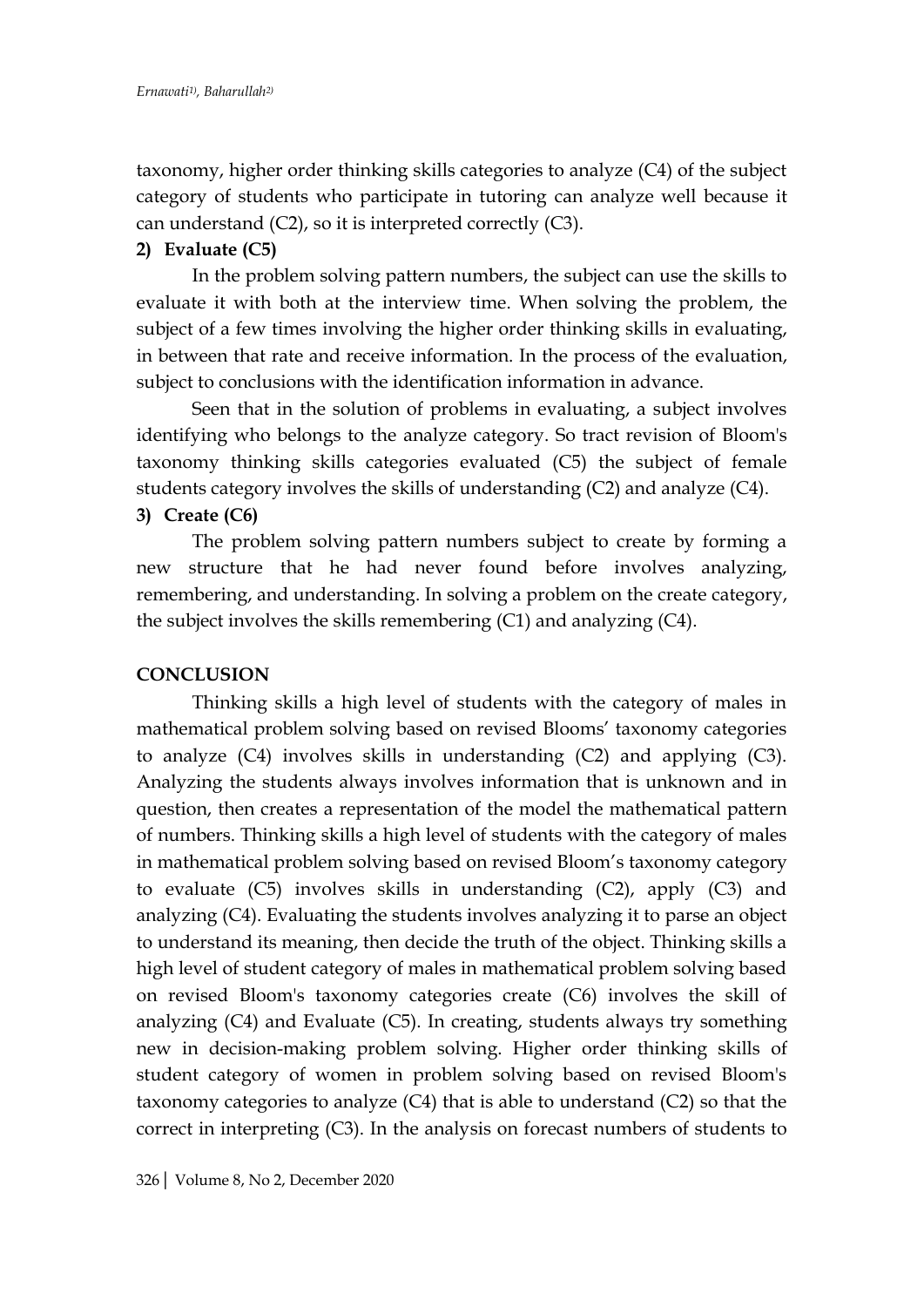taxonomy, higher order thinking skills categories to analyze (C4) of the subject category of students who participate in tutoring can analyze well because it can understand (C2), so it is interpreted correctly (C3).

**2) Evaluate (C5)**

In the problem solving pattern numbers, the subject can use the skills to evaluate it with both at the interview time. When solving the problem, the subject of a few times involving the higher order thinking skills in evaluating, in between that rate and receive information. In the process of the evaluation, subject to conclusions with the identification information in advance.

Seen that in the solution of problems in evaluating, a subject involves identifying who belongs to the analyze category. So tract revision of Bloom's taxonomy thinking skills categories evaluated (C5) the subject of female students category involves the skills of understanding (C2) and analyze (C4).

**3) Create (C6)**

The problem solving pattern numbers subject to create by forming a new structure that he had never found before involves analyzing, remembering, and understanding. In solving a problem on the create category, the subject involves the skills remembering (C1) and analyzing (C4).

## CONCLUSION

Thinking skills a high level of students with the category of males in mathematical problem solving based on revised Blooms' taxonomy categories to analyze (C4) involves skills in understanding (C2) and applying (C3). Analyzing the students always involves information that is unknown and in question, then creates a representation of the model the mathematical pattern of numbers. Thinking skills a high level of students with the category of males in mathematical problem solving based on revised Bloom's taxonomy category to evaluate (C5) involves skills in understanding (C2), apply (C3) and analyzing (C4). Evaluating the students involves analyzing it to parse an object to understand its meaning, then decide the truth of the object. Thinking skills a high level of student category of males in mathematical problem solving based on revised Bloom's taxonomy categories create (C6) involves the skill of analyzing (C4) and Evaluate (C5). In creating, students always try something new in decision-making problem solving. Higher order thinking skills of student category of women in problem solving based on revised Bloom's taxonomy categories to analyze (C4) that is able to understand (C2) so that the correct in interpreting (C3). In the analysis on forecast numbers of students to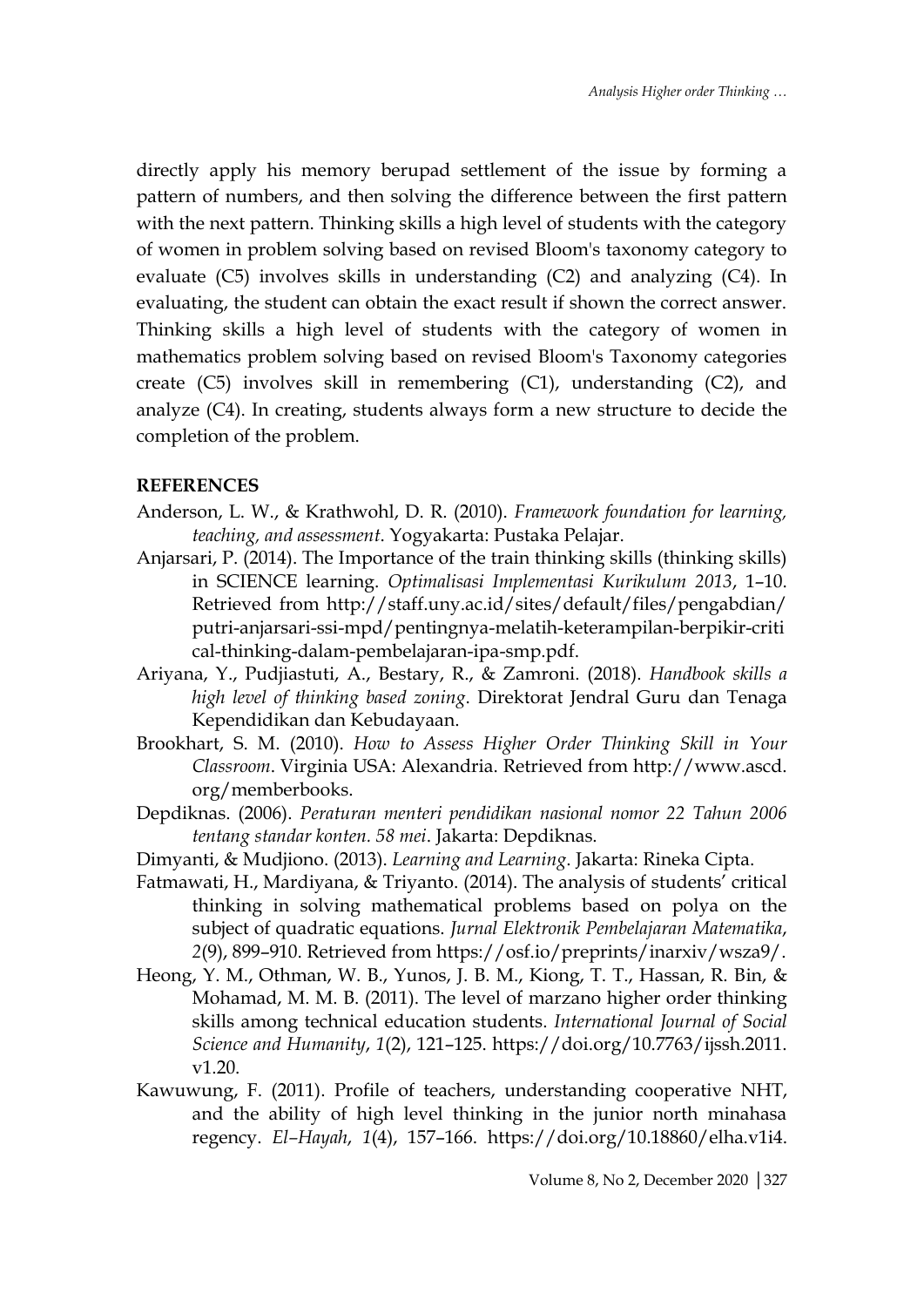directly apply his memory berupad settlement of the issue by forming a pattern of numbers, and then solving the difference between the first pattern with the next pattern. Thinking skills a high level of students with the category of women in problem solving based on revised Bloom's taxonomy category to evaluate (C5) involves skills in understanding (C2) and analyzing (C4). In evaluating, the student can obtain the exact result if shown the correct answer. Thinking skills a high level of students with the category of women in mathematics problem solving based on revised Bloom's Taxonomy categories create (C5) involves skill in remembering (C1), understanding (C2), and analyze (C4). In creating, students always form a new structure to decide the completion of the problem.

**REFERENCES**

Anderson, L. W., & Krathwohl, D. R. (2010). *Framework foundation for learning, teaching, and assessment*. Yogyakarta: Pustaka Pelajar.

Anjarsari, P. (2014). The Importance of the train thinking skills (thinking skills) in SCIENCE learning. *Optimalisasi Implementasi Kurikulum 2013*, 1–10. Retrieved from http://staff.uny.ac.id/sites/default/files/pengabdian/putri-anjarsari-ssi-mpd/pentingnya-melatih-keterampilan-berpikir-critical-thinking-dalam-pembelajaran-ipa-smp.pdf.

Ariyana, Y., Pudjiastuti, A., Bestary, R., & Zamroni. (2018). *Handbook skills a high level of thinking based zoning*. Direktorat Jendral Guru dan Tenaga Kependidikan dan Kebudayaan.

Brookhart, S. M. (2010). *How to Assess Higher Order Thinking Skill in Your Classroom*. Virginia USA: Alexandria. Retrieved from http://www.ascd.org/memberbooks.

Depdiknas. (2006). *Peraturan menteri pendidikan nasional nomor 22 Tahun 2006 tentang standar konten. 58 mei*. Jakarta: Depdiknas.

Dimyanti, & Mudjiono. (2013). *Learning and Learning*. Jakarta: Rineka Cipta.

Fatmawati, H., Mardiyana, & Triyanto. (2014). The analysis of students' critical thinking in solving mathematical problems based on polya on the subject of quadratic equations. *Jurnal Elektronik Pembelajaran Matematika*, *2*(9), 899–910. Retrieved from https://osf.io/preprints/inarxiv/wsza9/.

Heong, Y. M., Othman, W. B., Yunos, J. B. M., Kiong, T. T., Hassan, R. Bin, & Mohamad, M. M. B. (2011). The level of marzano higher order thinking skills among technical education students. *International Journal of Social Science and Humanity*, *1*(2), 121–125. https://doi.org/10.7763/ijssh.2011.v1.20.

Kawuwung, F. (2011). Profile of teachers, understanding cooperative NHT, and the ability of high level thinking in the junior north minahasa regency. *El–Hayah*, *1*(4), 157–166. https://doi.org/10.18860/elha.v1i4.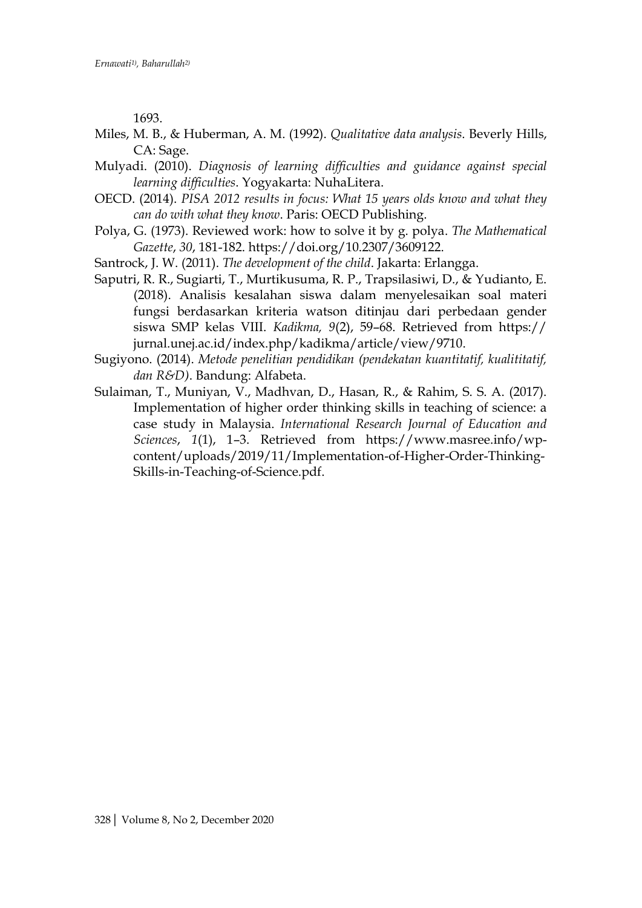1693.

Miles, M. B., & Huberman, A. M. (1992). *Qualitative data analysis*. Beverly Hills, CA: Sage.

Mulyadi. (2010). *Diagnosis of learning difficulties and guidance against special learning difficulties*. Yogyakarta: NuhaLitera.

OECD. (2014). *PISA 2012 results in focus: What 15 years olds know and what they can do with what they know*. Paris: OECD Publishing.

Polya, G. (1973). Reviewed work: how to solve it by g. polya. *The Mathematical Gazette*, *30*, 181-182. https://doi.org/10.2307/3609122.

Santrock, J. W. (2011). *The development of the child*. Jakarta: Erlangga.

Saputri, R. R., Sugiarti, T., Murtikusuma, R. P., Trapsilasiwi, D., & Yudianto, E. (2018). Analisis kesalahan siswa dalam menyelesaikan soal materi fungsi berdasarkan kriteria watson ditinjau dari perbedaan gender siswa SMP kelas VIII. *Kadikma, 9*(2), 59–68. Retrieved from https://jurnal.unej.ac.id/index.php/kadikma/article/view/9710.

Sugiyono. (2014). *Metode penelitian pendidikan (pendekatan kuantitatif, kualititatif, dan R&D)*. Bandung: Alfabeta.

Sulaiman, T., Muniyan, V., Madhvan, D., Hasan, R., & Rahim, S. S. A. (2017). Implementation of higher order thinking skills in teaching of science: a case study in Malaysia. *International Research Journal of Education and Sciences*, *1*(1), 1–3. Retrieved from https://www.masree.info/wp-content/uploads/2019/11/Implementation-of-Higher-Order-Thinking-Skills-in-Teaching-of-Science.pdf.